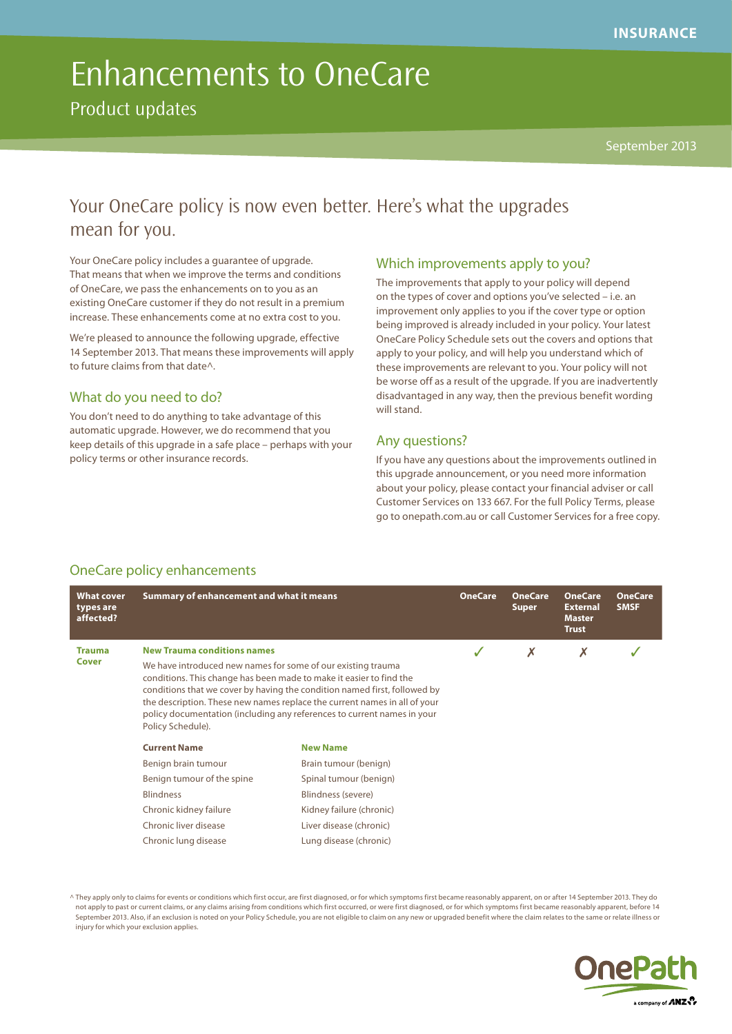INSURANCE

# Enhancements to OneCare

## Product updates

September 2013

## Your OneCare policy is now even better. Here's what the upgrades mean for you.

Your OneCare policy includes a guarantee of upgrade. That means that when we improve the terms and conditions of OneCare, we pass the enhancements on to you as an existing OneCare customer if they do not result in a premium increase. These enhancements come at no extra cost to you.

We're pleased to announce the following upgrade, effective 14 September 2013. That means these improvements will apply to future claims from that date^.

### What do you need to do?

You don't need to do anything to take advantage of this automatic upgrade. However, we do recommend that you keep details of this upgrade in a safe place – perhaps with your policy terms or other insurance records.

### Which improvements apply to you?

The improvements that apply to your policy will depend on the types of cover and options you've selected – i.e. an improvement only applies to you if the cover type or option being improved is already included in your policy. Your latest OneCare Policy Schedule sets out the covers and options that apply to your policy, and will help you understand which of these improvements are relevant to you. Your policy will not be worse off as a result of the upgrade. If you are inadvertently disadvantaged in any way, then the previous benefit wording will stand.

### Any questions?

If you have any questions about the improvements outlined in this upgrade announcement, or you need more information about your policy, please contact your financial adviser or call Customer Services on 133 667. For the full Policy Terms, please go to onepath.com.au or call Customer Services for a free copy.

## OneCare policy enhancements

| What cover types are affected? | Summary of enhancement and what it means | OneCare | OneCare Super | OneCare External Master Trust | OneCare SMSF |
|---|---|---|---|---|---|
| **Trauma Cover** | **New Trauma conditions names**<br><br>We have introduced new names for some of our existing trauma conditions. This change has been made to make it easier to find the conditions that we cover by having the condition named first, followed by the description. These new names replace the current names in all of your policy documentation (including any references to current names in your Policy Schedule).<br><br>**Current Name** → **New Name**<br>Benign brain tumour → Brain tumour (benign)<br>Benign tumour of the spine → Spinal tumour (benign)<br>Blindness → Blindness (severe)<br>Chronic kidney failure → Kidney failure (chronic)<br>Chronic liver disease → Liver disease (chronic)<br>Chronic lung disease → Lung disease (chronic) | ✓ | ✗ | ✗ | ✓ |

^ They apply only to claims for events or conditions which first occur, are first diagnosed, or for which symptoms first became reasonably apparent, on or after 14 September 2013. They do not apply to past or current claims, or any claims arising from conditions which first occurred, or were first diagnosed, or for which symptoms first became reasonably apparent, before 14 September 2013. Also, if an exclusion is noted on your Policy Schedule, you are not eligible to claim on any new or upgraded benefit where the claim relates to the same or relate illness or injury for which your exclusion applies.

OnePath a company of ANZ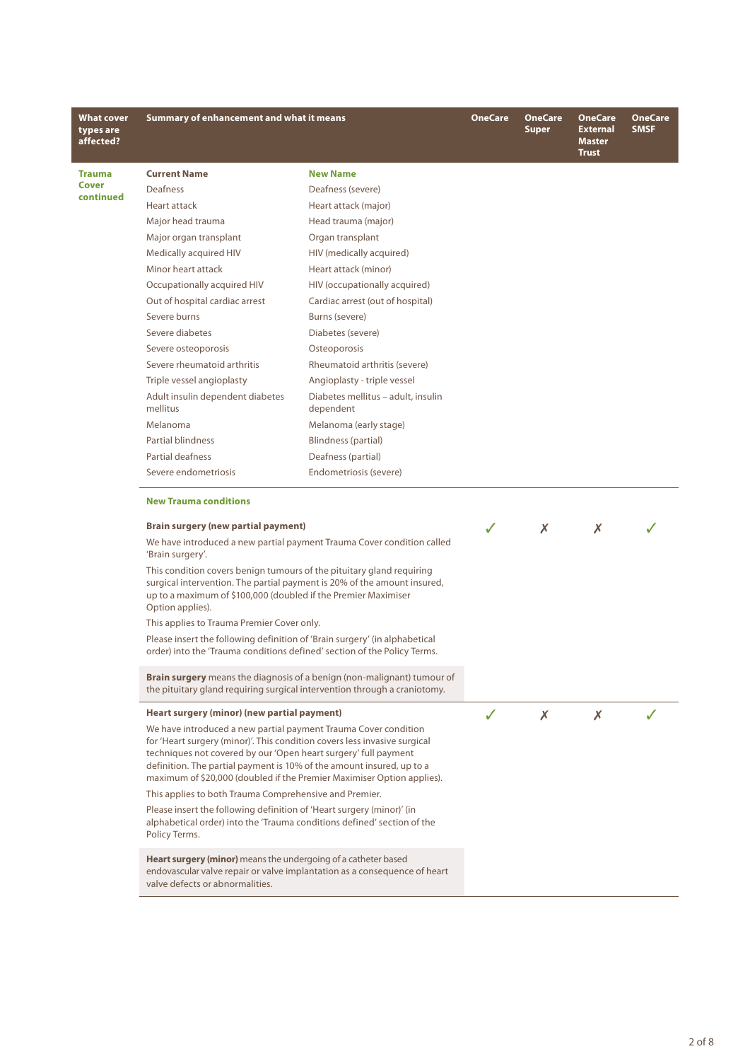| What cover types are affected? | Summary of enhancement and what it means | | OneCare | OneCare Super | OneCare External Master Trust | OneCare SMSF |
|---|---|---|---|---|---|---|
| **Trauma Cover continued** | **Current Name** | **New Name** | | | | |
| | Deafness | Deafness (severe) | | | | |
| | Heart attack | Heart attack (major) | | | | |
| | Major head trauma | Head trauma (major) | | | | |
| | Major organ transplant | Organ transplant | | | | |
| | Medically acquired HIV | HIV (medically acquired) | | | | |
| | Minor heart attack | Heart attack (minor) | | | | |
| | Occupationally acquired HIV | HIV (occupationally acquired) | | | | |
| | Out of hospital cardiac arrest | Cardiac arrest (out of hospital) | | | | |
| | Severe burns | Burns (severe) | | | | |
| | Severe diabetes | Diabetes (severe) | | | | |
| | Severe osteoporosis | Osteoporosis | | | | |
| | Severe rheumatoid arthritis | Rheumatoid arthritis (severe) | | | | |
| | Triple vessel angioplasty | Angioplasty - triple vessel | | | | |
| | Adult insulin dependent diabetes mellitus | Diabetes mellitus – adult, insulin dependent | | | | |
| | Melanoma | Melanoma (early stage) | | | | |
| | Partial blindness | Blindness (partial) | | | | |
| | Partial deafness | Deafness (partial) | | | | |
| | Severe endometriosis | Endometriosis (severe) | | | | |
| | **New Trauma conditions** | | | | | |
| | **Brain surgery (new partial payment)**<br>We have introduced a new partial payment Trauma Cover condition called 'Brain surgery'.<br>This condition covers benign tumours of the pituitary gland requiring surgical intervention. The partial payment is 20% of the amount insured, up to a maximum of $100,000 (doubled if the Premier Maximiser Option applies).<br>This applies to Trauma Premier Cover only.<br>Please insert the following definition of 'Brain surgery' (in alphabetical order) into the 'Trauma conditions defined' section of the Policy Terms.<br>**Brain surgery** means the diagnosis of a benign (non-malignant) tumour of the pituitary gland requiring surgical intervention through a craniotomy. | | ✓ | ✗ | ✗ | ✓ |
| | **Heart surgery (minor) (new partial payment)**<br>We have introduced a new partial payment Trauma Cover condition for 'Heart surgery (minor)'. This condition covers less invasive surgical techniques not covered by our 'Open heart surgery' full payment definition. The partial payment is 10% of the amount insured, up to a maximum of $20,000 (doubled if the Premier Maximiser Option applies).<br>This applies to both Trauma Comprehensive and Premier.<br>Please insert the following definition of 'Heart surgery (minor)' (in alphabetical order) into the 'Trauma conditions defined' section of the Policy Terms.<br>**Heart surgery (minor)** means the undergoing of a catheter based endovascular valve repair or valve implantation as a consequence of heart valve defects or abnormalities. | | ✓ | ✗ | ✗ | ✓ |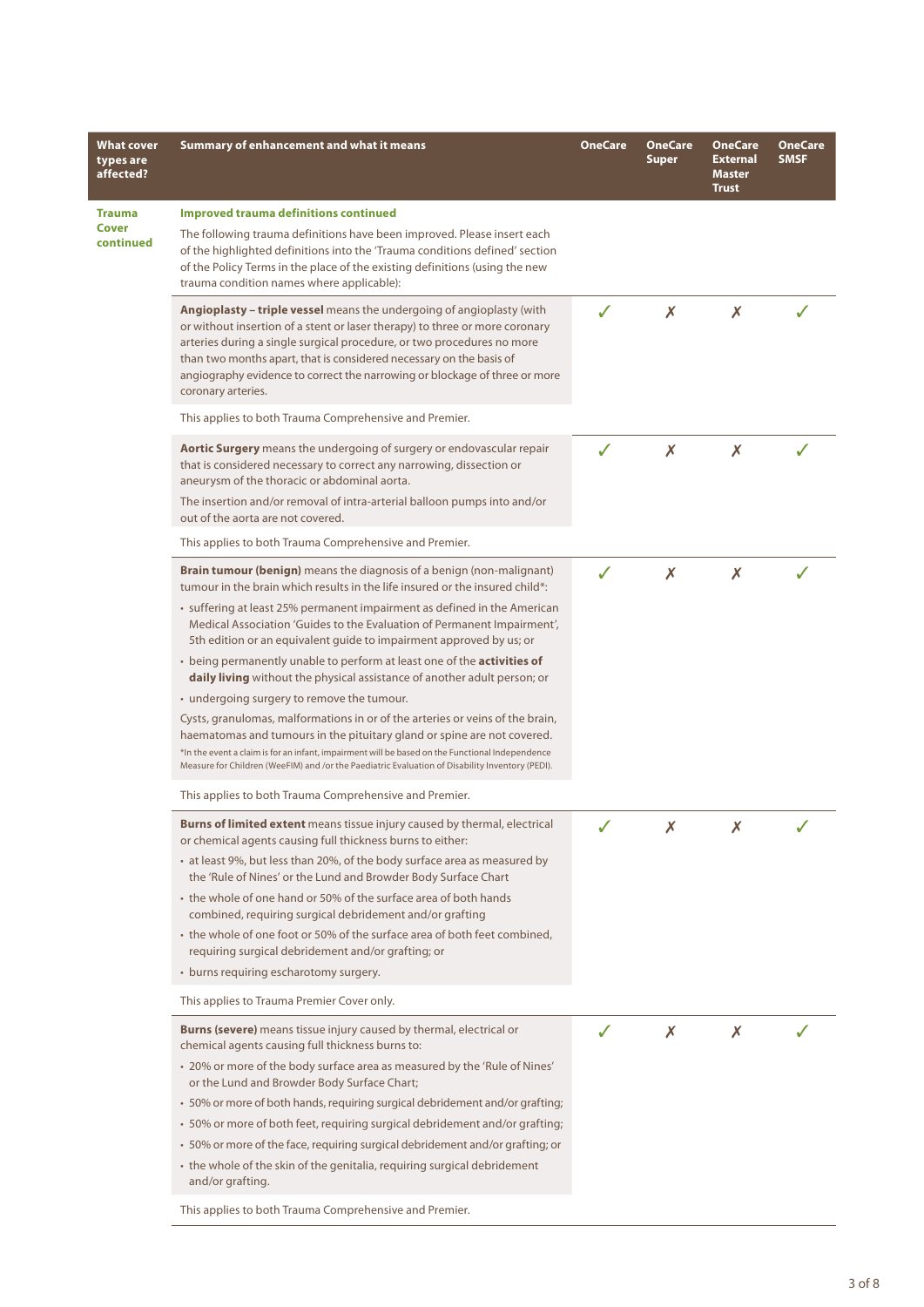| What cover types are affected? | Summary of enhancement and what it means | OneCare | OneCare Super | OneCare External Master Trust | OneCare SMSF |
|---|---|---|---|---|---|
| **Trauma Cover continued** | **Improved trauma definitions continued**<br>The following trauma definitions have been improved. Please insert each of the highlighted definitions into the 'Trauma conditions defined' section of the Policy Terms in the place of the existing definitions (using the new trauma condition names where applicable): | | | | |
| | **Angioplasty – triple vessel** means the undergoing of angioplasty (with or without insertion of a stent or laser therapy) to three or more coronary arteries during a single surgical procedure, or two procedures no more than two months apart, that is considered necessary on the basis of angiography evidence to correct the narrowing or blockage of three or more coronary arteries.<br>This applies to both Trauma Comprehensive and Premier. | ✓ | ✗ | ✗ | ✓ |
| | **Aortic Surgery** means the undergoing of surgery or endovascular repair that is considered necessary to correct any narrowing, dissection or aneurysm of the thoracic or abdominal aorta.<br>The insertion and/or removal of intra-arterial balloon pumps into and/or out of the aorta are not covered.<br>This applies to both Trauma Comprehensive and Premier. | ✓ | ✗ | ✗ | ✓ |
| | **Brain tumour (benign)** means the diagnosis of a benign (non-malignant) tumour in the brain which results in the life insured or the insured child*:<br>• suffering at least 25% permanent impairment as defined in the American Medical Association 'Guides to the Evaluation of Permanent Impairment', 5th edition or an equivalent guide to impairment approved by us; or<br>• being permanently unable to perform at least one of the **activities of daily living** without the physical assistance of another adult person; or<br>• undergoing surgery to remove the tumour.<br>Cysts, granulomas, malformations in or of the arteries or veins of the brain, haematomas and tumours in the pituitary gland or spine are not covered.<br>*In the event a claim is for an infant, impairment will be based on the Functional Independence Measure for Children (WeeFIM) and /or the Paediatric Evaluation of Disability Inventory (PEDI).<br>This applies to both Trauma Comprehensive and Premier. | ✓ | ✗ | ✗ | ✓ |
| | **Burns of limited extent** means tissue injury caused by thermal, electrical or chemical agents causing full thickness burns to either:<br>• at least 9%, but less than 20%, of the body surface area as measured by the 'Rule of Nines' or the Lund and Browder Body Surface Chart<br>• the whole of one hand or 50% of the surface area of both hands combined, requiring surgical debridement and/or grafting<br>• the whole of one foot or 50% of the surface area of both feet combined, requiring surgical debridement and/or grafting; or<br>• burns requiring escharotomy surgery.<br>This applies to Trauma Premier Cover only. | ✓ | ✗ | ✗ | ✓ |
| | **Burns (severe)** means tissue injury caused by thermal, electrical or chemical agents causing full thickness burns to:<br>• 20% or more of the body surface area as measured by the 'Rule of Nines' or the Lund and Browder Body Surface Chart;<br>• 50% or more of both hands, requiring surgical debridement and/or grafting;<br>• 50% or more of both feet, requiring surgical debridement and/or grafting;<br>• 50% or more of the face, requiring surgical debridement and/or grafting; or<br>• the whole of the skin of the genitalia, requiring surgical debridement and/or grafting.<br>This applies to both Trauma Comprehensive and Premier. | ✓ | ✗ | ✗ | ✓ |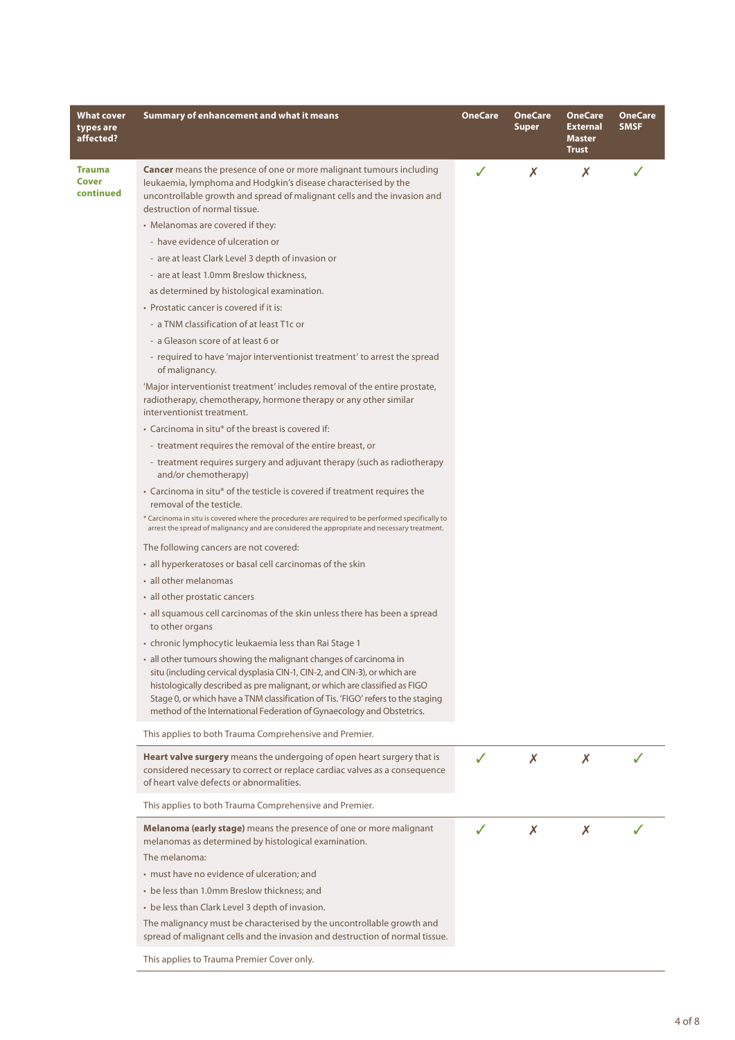| What cover types are affected? | Summary of enhancement and what it means | OneCare | OneCare Super | OneCare External Master Trust | OneCare SMSF |
|---|---|---|---|---|---|
| **Trauma Cover continued** | **Cancer** means the presence of one or more malignant tumours including leukaemia, lymphoma and Hodgkin's disease characterised by the uncontrollable growth and spread of malignant cells and the invasion and destruction of normal tissue.<br>• Melanomas are covered if they:<br>- have evidence of ulceration or<br>- are at least Clark Level 3 depth of invasion or<br>- are at least 1.0mm Breslow thickness,<br>as determined by histological examination.<br>• Prostatic cancer is covered if it is:<br>- a TNM classification of at least T1c or<br>- a Gleason score of at least 6 or<br>- required to have 'major interventionist treatment' to arrest the spread of malignancy.<br>'Major interventionist treatment' includes removal of the entire prostate, radiotherapy, chemotherapy, hormone therapy or any other similar interventionist treatment.<br>• Carcinoma in situ* of the breast is covered if:<br>- treatment requires the removal of the entire breast, or<br>- treatment requires surgery and adjuvant therapy (such as radiotherapy and/or chemotherapy)<br>• Carcinoma in situ* of the testicle is covered if treatment requires the removal of the testicle.<br>* Carcinoma in situ is covered where the procedures are required to be performed specifically to arrest the spread of malignancy and are considered the appropriate and necessary treatment.<br>The following cancers are not covered:<br>• all hyperkeratoses or basal cell carcinomas of the skin<br>• all other melanomas<br>• all other prostatic cancers<br>• all squamous cell carcinomas of the skin unless there has been a spread to other organs<br>• chronic lymphocytic leukaemia less than Rai Stage 1<br>• all other tumours showing the malignant changes of carcinoma in situ (including cervical dysplasia CIN-1, CIN-2, and CIN-3), or which are histologically described as pre malignant, or which are classified as FIGO Stage 0, or which have a TNM classification of Tis. 'FIGO' refers to the staging method of the International Federation of Gynaecology and Obstetrics.<br>This applies to both Trauma Comprehensive and Premier. | ✓ | ✗ | ✗ | ✓ |
| | **Heart valve surgery** means the undergoing of open heart surgery that is considered necessary to correct or replace cardiac valves as a consequence of heart valve defects or abnormalities.<br>This applies to both Trauma Comprehensive and Premier. | ✓ | ✗ | ✗ | ✓ |
| | **Melanoma (early stage)** means the presence of one or more malignant melanomas as determined by histological examination.<br>The melanoma:<br>• must have no evidence of ulceration; and<br>• be less than 1.0mm Breslow thickness; and<br>• be less than Clark Level 3 depth of invasion.<br>The malignancy must be characterised by the uncontrollable growth and spread of malignant cells and the invasion and destruction of normal tissue.<br>This applies to Trauma Premier Cover only. | ✓ | ✗ | ✗ | ✓ |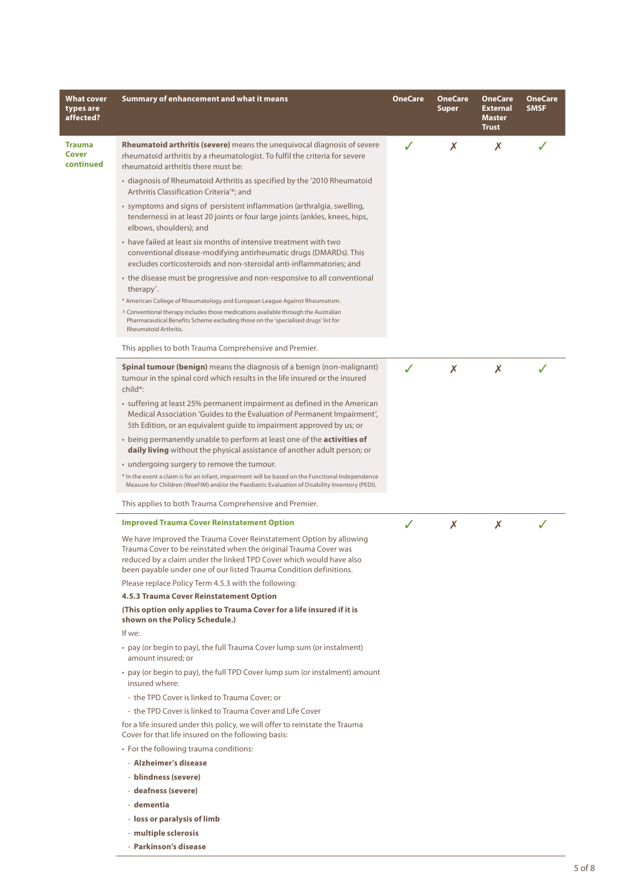| What cover types are affected? | Summary of enhancement and what it means | OneCare | OneCare Super | OneCare External Master Trust | OneCare SMSF |
|---|---|---|---|---|---|
| **Trauma Cover continued** | **Rheumatoid arthritis (severe)** means the unequivocal diagnosis of severe rheumatoid arthritis by a rheumatologist. To fulfil the criteria for severe rheumatoid arthritis there must be:<br>• diagnosis of Rheumatoid Arthritis as specified by the '2010 Rheumatoid Arthritis Classification Criteria'*; and<br>• symptoms and signs of persistent inflammation (arthralgia, swelling, tenderness) in at least 20 joints or four large joints (ankles, knees, hips, elbows, shoulders); and<br>• have failed at least six months of intensive treatment with two conventional disease-modifying antirheumatic drugs (DMARDs). This excludes corticosteroids and non-steroidal anti-inflammatories; and<br>• the disease must be progressive and non-responsive to all conventional therapy^.<br>* American College of Rheumatology and European League Against Rheumatism.<br>^ Conventional therapy includes those medications available through the Australian Pharmaceutical Benefits Scheme excluding those on the 'specialised drugs' list for Rheumatoid Arthritis.<br>This applies to both Trauma Comprehensive and Premier. | ✓ | ✗ | ✗ | ✓ |
| | **Spinal tumour (benign)** means the diagnosis of a benign (non-malignant) tumour in the spinal cord which results in the life insured or the insured child*:<br>• suffering at least 25% permanent impairment as defined in the American Medical Association 'Guides to the Evaluation of Permanent Impairment', 5th Edition, or an equivalent guide to impairment approved by us; or<br>• being permanently unable to perform at least one of the **activities of daily living** without the physical assistance of another adult person; or<br>• undergoing surgery to remove the tumour.<br>* In the event a claim is for an infant, impairment will be based on the Functional Independence Measure for Children (WeeFIM) and/or the Paediatric Evaluation of Disability Inventory (PEDI).<br>This applies to both Trauma Comprehensive and Premier. | ✓ | ✗ | ✗ | ✓ |
| | **Improved Trauma Cover Reinstatement Option**<br>We have improved the Trauma Cover Reinstatement Option by allowing Trauma Cover to be reinstated when the original Trauma Cover was reduced by a claim under the linked TPD Cover which would have also been payable under one of our listed Trauma Condition definitions.<br>Please replace Policy Term 4.5.3 with the following:<br>**4.5.3 Trauma Cover Reinstatement Option**<br>**(This option only applies to Trauma Cover for a life insured if it is shown on the Policy Schedule.)**<br>If we:<br>• pay (or begin to pay), the full Trauma Cover lump sum (or instalment) amount insured; or<br>• pay (or begin to pay), the full TPD Cover lump sum (or instalment) amount insured where:<br>- the TPD Cover is linked to Trauma Cover; or<br>- the TPD Cover is linked to Trauma Cover and Life Cover<br>for a life insured under this policy, we will offer to reinstate the Trauma Cover for that life insured on the following basis:<br>• For the following trauma conditions:<br>- **Alzheimer's disease**<br>- **blindness (severe)**<br>- **deafness (severe)**<br>- **dementia**<br>- **loss or paralysis of limb**<br>- **multiple sclerosis**<br>- **Parkinson's disease** | ✓ | ✗ | ✗ | ✓ |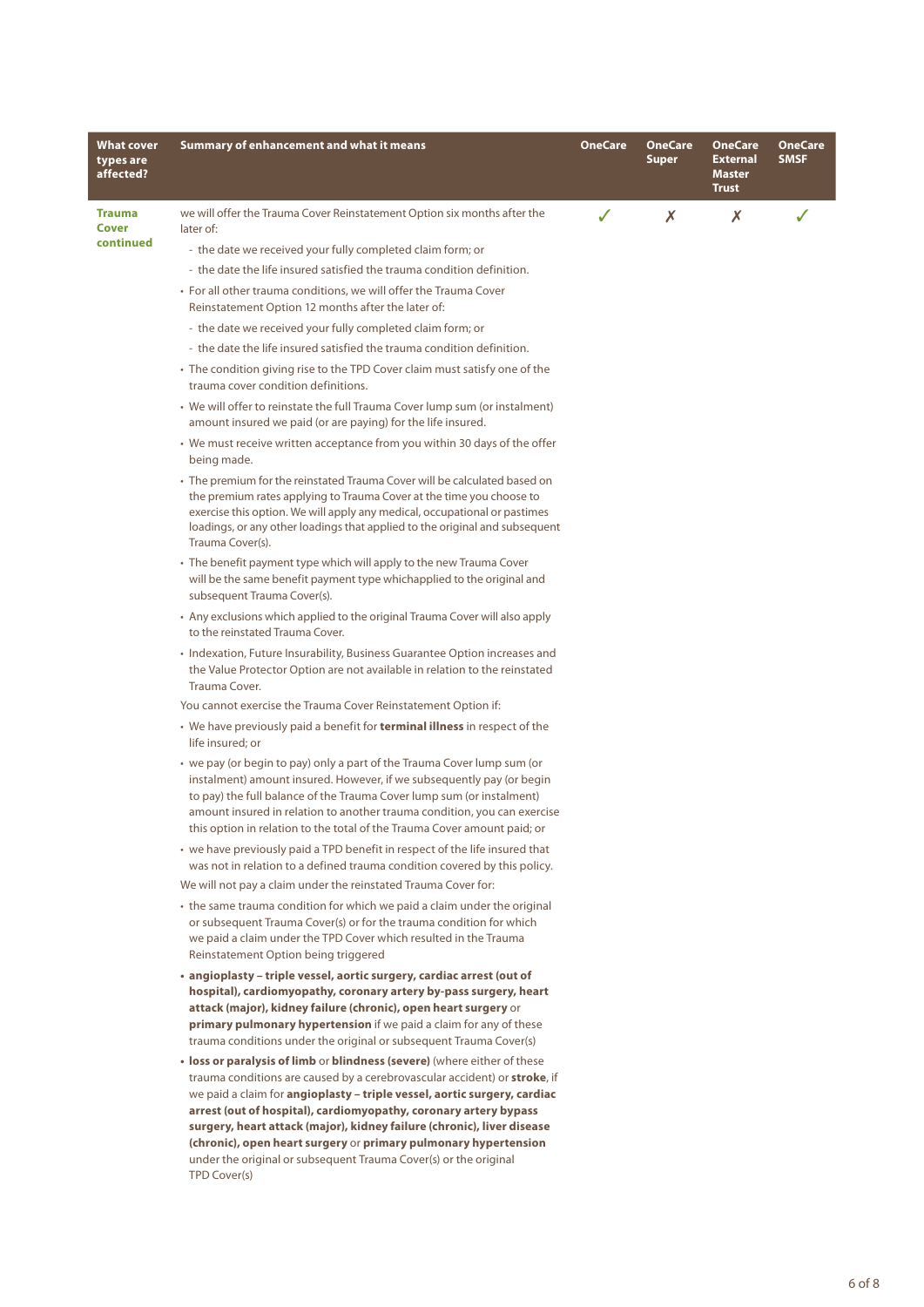| What cover types are affected? | Summary of enhancement and what it means | OneCare | OneCare Super | OneCare External Master Trust | OneCare SMSF |
|---|---|---|---|---|---|
| **Trauma Cover continued** | we will offer the Trauma Cover Reinstatement Option six months after the later of:<br>- the date we received your fully completed claim form; or<br>- the date the life insured satisfied the trauma condition definition.<br>• For all other trauma conditions, we will offer the Trauma Cover Reinstatement Option 12 months after the later of:<br>- the date we received your fully completed claim form; or<br>- the date the life insured satisfied the trauma condition definition.<br>• The condition giving rise to the TPD Cover claim must satisfy one of the trauma cover condition definitions.<br>• We will offer to reinstate the full Trauma Cover lump sum (or instalment) amount insured we paid (or are paying) for the life insured.<br>• We must receive written acceptance from you within 30 days of the offer being made.<br>• The premium for the reinstated Trauma Cover will be calculated based on the premium rates applying to Trauma Cover at the time you choose to exercise this option. We will apply any medical, occupational or pastimes loadings, or any other loadings that applied to the original and subsequent Trauma Cover(s).<br>• The benefit payment type which will apply to the new Trauma Cover will be the same benefit payment type whichapplied to the original and subsequent Trauma Cover(s).<br>• Any exclusions which applied to the original Trauma Cover will also apply to the reinstated Trauma Cover.<br>• Indexation, Future Insurability, Business Guarantee Option increases and the Value Protector Option are not available in relation to the reinstated Trauma Cover.<br>You cannot exercise the Trauma Cover Reinstatement Option if:<br>• We have previously paid a benefit for **terminal illness** in respect of the life insured; or<br>• we pay (or begin to pay) only a part of the Trauma Cover lump sum (or instalment) amount insured. However, if we subsequently pay (or begin to pay) the full balance of the Trauma Cover lump sum (or instalment) amount insured in relation to another trauma condition, you can exercise this option in relation to the total of the Trauma Cover amount paid; or<br>• we have previously paid a TPD benefit in respect of the life insured that was not in relation to a defined trauma condition covered by this policy.<br>We will not pay a claim under the reinstated Trauma Cover for:<br>• the same trauma condition for which we paid a claim under the original or subsequent Trauma Cover(s) or for the trauma condition for which we paid a claim under the TPD Cover which resulted in the Trauma Reinstatement Option being triggered<br>• **angioplasty – triple vessel, aortic surgery, cardiac arrest (out of hospital), cardiomyopathy, coronary artery by-pass surgery, heart attack (major), kidney failure (chronic), open heart surgery** or **primary pulmonary hypertension** if we paid a claim for any of these trauma conditions under the original or subsequent Trauma Cover(s)<br>• **loss or paralysis of limb** or **blindness (severe)** (where either of these trauma conditions are caused by a cerebrovascular accident) or **stroke**, if we paid a claim for **angioplasty – triple vessel, aortic surgery, cardiac arrest (out of hospital), cardiomyopathy, coronary artery bypass surgery, heart attack (major), kidney failure (chronic), liver disease (chronic), open heart surgery** or **primary pulmonary hypertension** under the original or subsequent Trauma Cover(s) or the original TPD Cover(s) | ✓ | ✗ | ✗ | ✓ |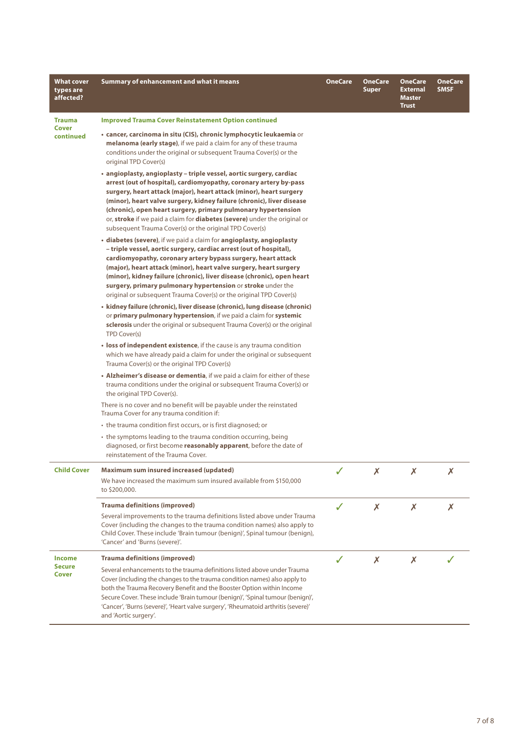| What cover types are affected? | Summary of enhancement and what it means | OneCare | OneCare Super | OneCare External Master Trust | OneCare SMSF |
|---|---|---|---|---|---|
| **Trauma Cover continued** | **Improved Trauma Cover Reinstatement Option continued**<br>• **cancer, carcinoma in situ (CIS), chronic lymphocytic leukaemia** or **melanoma (early stage)**, if we paid a claim for any of these trauma conditions under the original or subsequent Trauma Cover(s) or the original TPD Cover(s)<br>• **angioplasty, angioplasty – triple vessel, aortic surgery, cardiac arrest (out of hospital), cardiomyopathy, coronary artery by-pass surgery, heart attack (major), heart attack (minor), heart surgery (minor), heart valve surgery, kidney failure (chronic), liver disease (chronic), open heart surgery, primary pulmonary hypertension** or, **stroke** if we paid a claim for **diabetes (severe)** under the original or subsequent Trauma Cover(s) or the original TPD Cover(s)<br>• **diabetes (severe)**, if we paid a claim for **angioplasty, angioplasty – triple vessel, aortic surgery, cardiac arrest (out of hospital), cardiomyopathy, coronary artery bypass surgery, heart attack (major), heart attack (minor), heart valve surgery, heart surgery (minor), kidney failure (chronic), liver disease (chronic), open heart surgery, primary pulmonary hypertension** or **stroke** under the original or subsequent Trauma Cover(s) or the original TPD Cover(s)<br>• **kidney failure (chronic), liver disease (chronic), lung disease (chronic)** or **primary pulmonary hypertension**, if we paid a claim for **systemic sclerosis** under the original or subsequent Trauma Cover(s) or the original TPD Cover(s)<br>• **loss of independent existence**, if the cause is any trauma condition which we have already paid a claim for under the original or subsequent Trauma Cover(s) or the original TPD Cover(s)<br>• **Alzheimer's disease or dementia**, if we paid a claim for either of these trauma conditions under the original or subsequent Trauma Cover(s) or the original TPD Cover(s).<br>There is no cover and no benefit will be payable under the reinstated Trauma Cover for any trauma condition if:<br>• the trauma condition first occurs, or is first diagnosed; or<br>• the symptoms leading to the trauma condition occurring, being diagnosed, or first become **reasonably apparent**, before the date of reinstatement of the Trauma Cover. | | | | |
| **Child Cover** | **Maximum sum insured increased (updated)**<br>We have increased the maximum sum insured available from $150,000 to $200,000. | ✓ | ✗ | ✗ | ✗ |
| | **Trauma definitions (improved)**<br>Several improvements to the trauma definitions listed above under Trauma Cover (including the changes to the trauma condition names) also apply to Child Cover. These include 'Brain tumour (benign)', Spinal tumour (benign), 'Cancer' and 'Burns (severe)'. | ✓ | ✗ | ✗ | ✗ |
| **Income Secure Cover** | **Trauma definitions (improved)**<br>Several enhancements to the trauma definitions listed above under Trauma Cover (including the changes to the trauma condition names) also apply to both the Trauma Recovery Benefit and the Booster Option within Income Secure Cover. These include 'Brain tumour (benign)', 'Spinal tumour (benign)', 'Cancer', 'Burns (severe)', 'Heart valve surgery', 'Rheumatoid arthritis (severe)' and 'Aortic surgery'. | ✓ | ✗ | ✗ | ✓ |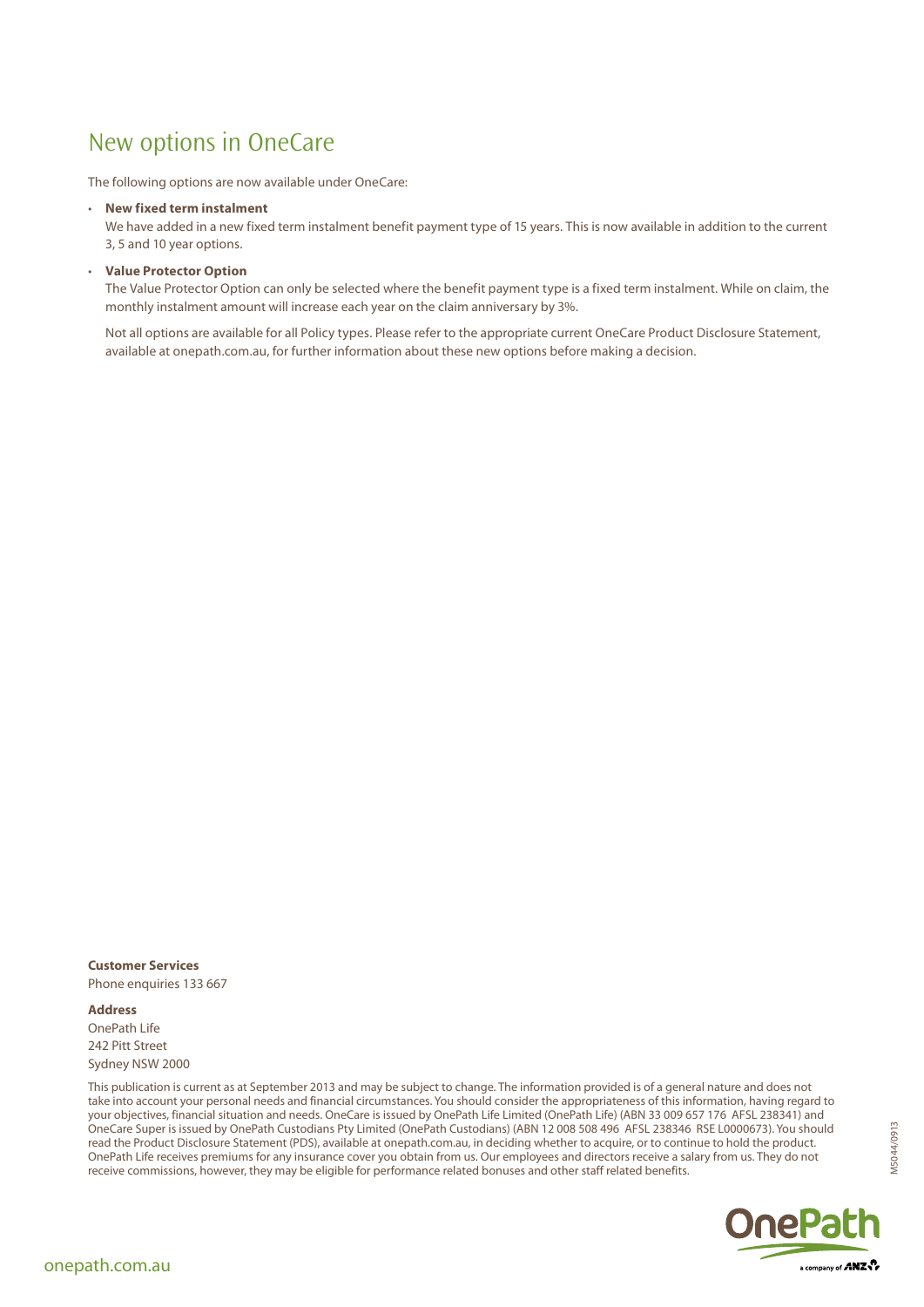# New options in OneCare

The following options are now available under OneCare:

- **New fixed term instalment**

  We have added in a new fixed term instalment benefit payment type of 15 years. This is now available in addition to the current 3, 5 and 10 year options.

- **Value Protector Option**

  The Value Protector Option can only be selected where the benefit payment type is a fixed term instalment. While on claim, the monthly instalment amount will increase each year on the claim anniversary by 3%.

  Not all options are available for all Policy types. Please refer to the appropriate current OneCare Product Disclosure Statement, available at onepath.com.au, for further information about these new options before making a decision.

**Customer Services**

Phone enquiries 133 667

**Address**

OnePath Life
242 Pitt Street
Sydney NSW 2000

This publication is current as at September 2013 and may be subject to change. The information provided is of a general nature and does not take into account your personal needs and financial circumstances. You should consider the appropriateness of this information, having regard to your objectives, financial situation and needs. OneCare is issued by OnePath Life Limited (OnePath Life) (ABN 33 009 657 176 AFSL 238341) and OneCare Super is issued by OnePath Custodians Pty Limited (OnePath Custodians) (ABN 12 008 508 496 AFSL 238346 RSE L0000673). You should read the Product Disclosure Statement (PDS), available at onepath.com.au, in deciding whether to acquire, or to continue to hold the product. OnePath Life receives premiums for any insurance cover you obtain from us. Our employees and directors receive a salary from us. They do not receive commissions, however, they may be eligible for performance related bonuses and other staff related benefits.

M5044/0913

OnePath

a company of ANZ

onepath.com.au